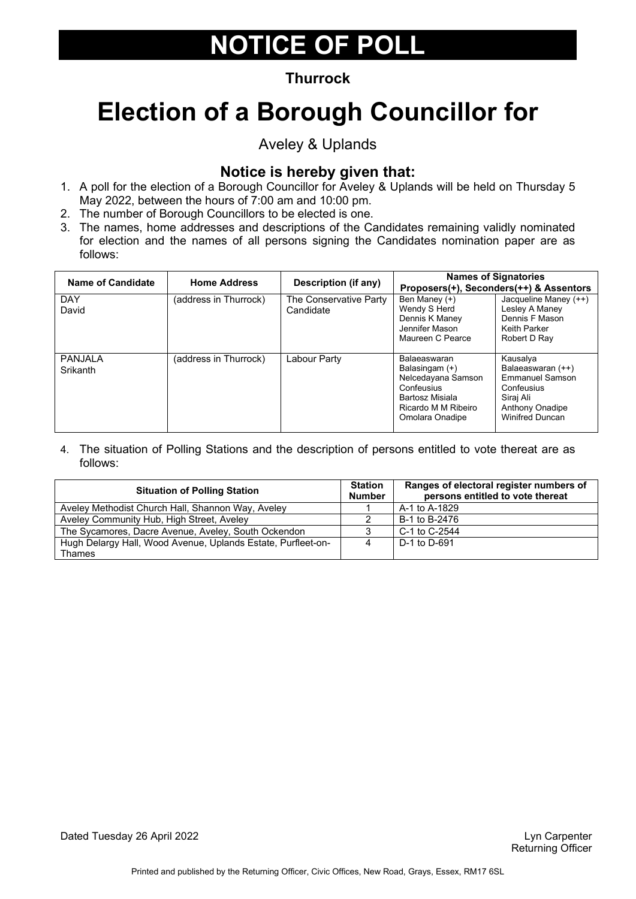# NOTICE OF POLL

**Thurrock**

# Election of a Borough Councillor for

Aveley & Uplands

## Notice is hereby given that:

1. A poll for the election of a Borough Councillor for Aveley & Uplands will be held on Thursday 5 May 2022, between the hours of 7:00 am and 10:00 pm.
2. The number of Borough Councillors to be elected is one.
3. The names, home addresses and descriptions of the Candidates remaining validly nominated for election and the names of all persons signing the Candidates nomination paper are as follows:

| Name of Candidate | Home Address | Description (if any) | Names of Signatories Proposers(+), Seconders(++) & Assentors | |
|---|---|---|---|---|
| DAY David | (address in Thurrock) | The Conservative Party Candidate | Ben Maney (+) Wendy S Herd Dennis K Maney Jennifer Mason Maureen C Pearce | Jacqueline Maney (++) Lesley A Maney Dennis F Mason Keith Parker Robert D Ray |
| PANJALA Srikanth | (address in Thurrock) | Labour Party | Balaeaswaran Balasingam (+) Nelcedayana Samson Confeusius Bartosz Misiala Ricardo M M Ribeiro Omolara Onadipe | Kausalya Balaeaswaran (++) Emmanuel Samson Confeusius Siraj Ali Anthony Onadipe Winifred Duncan |

4. The situation of Polling Stations and the description of persons entitled to vote thereat are as follows:

| Situation of Polling Station | Station Number | Ranges of electoral register numbers of persons entitled to vote thereat |
|---|---|---|
| Aveley Methodist Church Hall, Shannon Way, Aveley | 1 | A-1 to A-1829 |
| Aveley Community Hub, High Street, Aveley | 2 | B-1 to B-2476 |
| The Sycamores, Dacre Avenue, Aveley, South Ockendon | 3 | C-1 to C-2544 |
| Hugh Delargy Hall, Wood Avenue, Uplands Estate, Purfleet-on-Thames | 4 | D-1 to D-691 |

Dated Tuesday 26 April 2022

Lyn Carpenter
Returning Officer

Printed and published by the Returning Officer, Civic Offices, New Road, Grays, Essex, RM17 6SL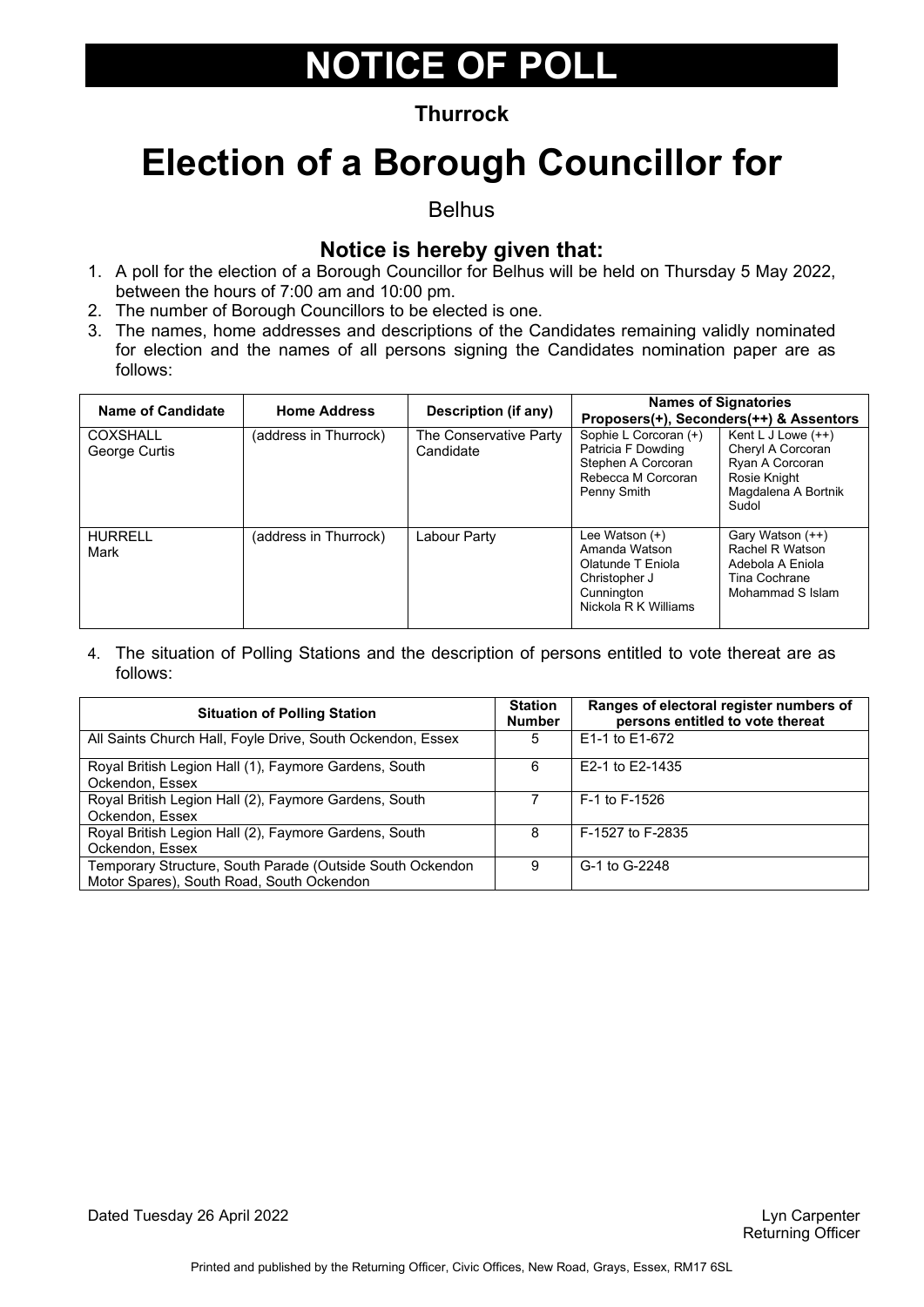# NOTICE OF POLL

**Thurrock**

# Election of a Borough Councillor for

Belhus

## Notice is hereby given that:

1. A poll for the election of a Borough Councillor for Belhus will be held on Thursday 5 May 2022, between the hours of 7:00 am and 10:00 pm.
2. The number of Borough Councillors to be elected is one.
3. The names, home addresses and descriptions of the Candidates remaining validly nominated for election and the names of all persons signing the Candidates nomination paper are as follows:

| Name of Candidate | Home Address | Description (if any) | Names of Signatories Proposers(+), Seconders(++) & Assentors | |
|---|---|---|---|---|
| COXSHALL George Curtis | (address in Thurrock) | The Conservative Party Candidate | Sophie L Corcoran (+)<br>Patricia F Dowding<br>Stephen A Corcoran<br>Rebecca M Corcoran<br>Penny Smith | Kent L J Lowe (++)<br>Cheryl A Corcoran<br>Ryan A Corcoran<br>Rosie Knight<br>Magdalena A Bortnik Sudol |
| HURRELL Mark | (address in Thurrock) | Labour Party | Lee Watson (+)<br>Amanda Watson<br>Olatunde T Eniola<br>Christopher J Cunnington<br>Nickola R K Williams | Gary Watson (++)<br>Rachel R Watson<br>Adebola A Eniola<br>Tina Cochrane<br>Mohammad S Islam |

4. The situation of Polling Stations and the description of persons entitled to vote thereat are as follows:

| Situation of Polling Station | Station Number | Ranges of electoral register numbers of persons entitled to vote thereat |
|---|---|---|
| All Saints Church Hall, Foyle Drive, South Ockendon, Essex | 5 | E1-1 to E1-672 |
| Royal British Legion Hall (1), Faymore Gardens, South Ockendon, Essex | 6 | E2-1 to E2-1435 |
| Royal British Legion Hall (2), Faymore Gardens, South Ockendon, Essex | 7 | F-1 to F-1526 |
| Royal British Legion Hall (2), Faymore Gardens, South Ockendon, Essex | 8 | F-1527 to F-2835 |
| Temporary Structure, South Parade (Outside South Ockendon Motor Spares), South Road, South Ockendon | 9 | G-1 to G-2248 |

Dated Tuesday 26 April 2022

Lyn Carpenter
Returning Officer

Printed and published by the Returning Officer, Civic Offices, New Road, Grays, Essex, RM17 6SL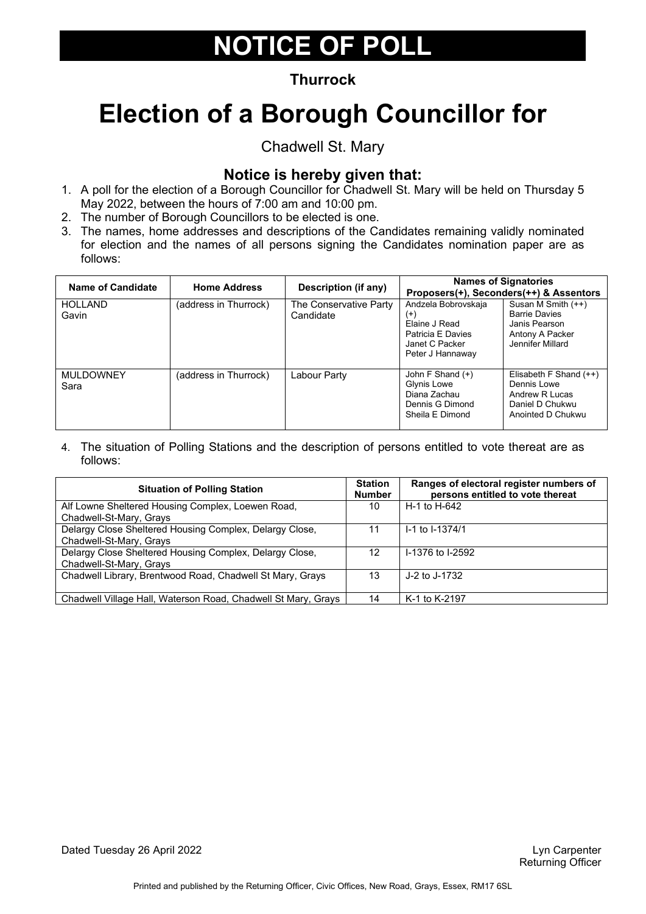# NOTICE OF POLL

**Thurrock**

# Election of a Borough Councillor for

Chadwell St. Mary

### Notice is hereby given that:

1. A poll for the election of a Borough Councillor for Chadwell St. Mary will be held on Thursday 5 May 2022, between the hours of 7:00 am and 10:00 pm.
2. The number of Borough Councillors to be elected is one.
3. The names, home addresses and descriptions of the Candidates remaining validly nominated for election and the names of all persons signing the Candidates nomination paper are as follows:

| Name of Candidate | Home Address | Description (if any) | Names of Signatories Proposers(+), Seconders(++) & Assentors | |
|---|---|---|---|---|
| HOLLAND Gavin | (address in Thurrock) | The Conservative Party Candidate | Andzela Bobrovskaja (+)<br>Elaine J Read<br>Patricia E Davies<br>Janet C Packer<br>Peter J Hannaway | Susan M Smith (++)<br>Barrie Davies<br>Janis Pearson<br>Antony A Packer<br>Jennifer Millard |
| MULDOWNEY Sara | (address in Thurrock) | Labour Party | John F Shand (+)<br>Glynis Lowe<br>Diana Zachau<br>Dennis G Dimond<br>Sheila E Dimond | Elisabeth F Shand (++)<br>Dennis Lowe<br>Andrew R Lucas<br>Daniel D Chukwu<br>Anointed D Chukwu |

4. The situation of Polling Stations and the description of persons entitled to vote thereat are as follows:

| Situation of Polling Station | Station Number | Ranges of electoral register numbers of persons entitled to vote thereat |
|---|---|---|
| Alf Lowne Sheltered Housing Complex, Loewen Road, Chadwell-St-Mary, Grays | 10 | H-1 to H-642 |
| Delargy Close Sheltered Housing Complex, Delargy Close, Chadwell-St-Mary, Grays | 11 | I-1 to I-1374/1 |
| Delargy Close Sheltered Housing Complex, Delargy Close, Chadwell-St-Mary, Grays | 12 | I-1376 to I-2592 |
| Chadwell Library, Brentwood Road, Chadwell St Mary, Grays | 13 | J-2 to J-1732 |
| Chadwell Village Hall, Waterson Road, Chadwell St Mary, Grays | 14 | K-1 to K-2197 |

Dated Tuesday 26 April 2022

Lyn Carpenter
Returning Officer

Printed and published by the Returning Officer, Civic Offices, New Road, Grays, Essex, RM17 6SL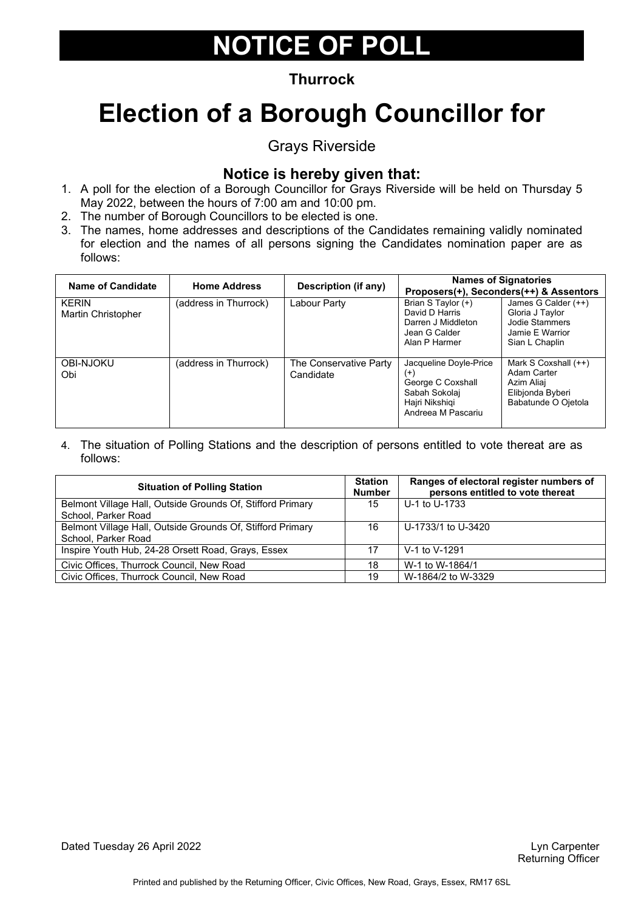# NOTICE OF POLL

**Thurrock**

# Election of a Borough Councillor for

Grays Riverside

## Notice is hereby given that:

1. A poll for the election of a Borough Councillor for Grays Riverside will be held on Thursday 5 May 2022, between the hours of 7:00 am and 10:00 pm.
2. The number of Borough Councillors to be elected is one.
3. The names, home addresses and descriptions of the Candidates remaining validly nominated for election and the names of all persons signing the Candidates nomination paper are as follows:

| Name of Candidate | Home Address | Description (if any) | Names of Signatories Proposers(+), Seconders(++) & Assentors | |
|---|---|---|---|---|
| KERIN Martin Christopher | (address in Thurrock) | Labour Party | Brian S Taylor (+)<br>David D Harris<br>Darren J Middleton<br>Jean G Calder<br>Alan P Harmer | James G Calder (++)<br>Gloria J Taylor<br>Jodie Stammers<br>Jamie E Warrior<br>Sian L Chaplin |
| OBI-NJOKU Obi | (address in Thurrock) | The Conservative Party Candidate | Jacqueline Doyle-Price (+)<br>George C Coxshall<br>Sabah Sokolaj<br>Hajri Nikshiqi<br>Andreea M Pascariu | Mark S Coxshall (++)<br>Adam Carter<br>Azim Aliaj<br>Elibjonda Byberi<br>Babatunde O Ojetola |

4. The situation of Polling Stations and the description of persons entitled to vote thereat are as follows:

| Situation of Polling Station | Station Number | Ranges of electoral register numbers of persons entitled to vote thereat |
|---|---|---|
| Belmont Village Hall, Outside Grounds Of, Stifford Primary School, Parker Road | 15 | U-1 to U-1733 |
| Belmont Village Hall, Outside Grounds Of, Stifford Primary School, Parker Road | 16 | U-1733/1 to U-3420 |
| Inspire Youth Hub, 24-28 Orsett Road, Grays, Essex | 17 | V-1 to V-1291 |
| Civic Offices, Thurrock Council, New Road | 18 | W-1 to W-1864/1 |
| Civic Offices, Thurrock Council, New Road | 19 | W-1864/2 to W-3329 |

Dated Tuesday 26 April 2022

Lyn Carpenter
Returning Officer

Printed and published by the Returning Officer, Civic Offices, New Road, Grays, Essex, RM17 6SL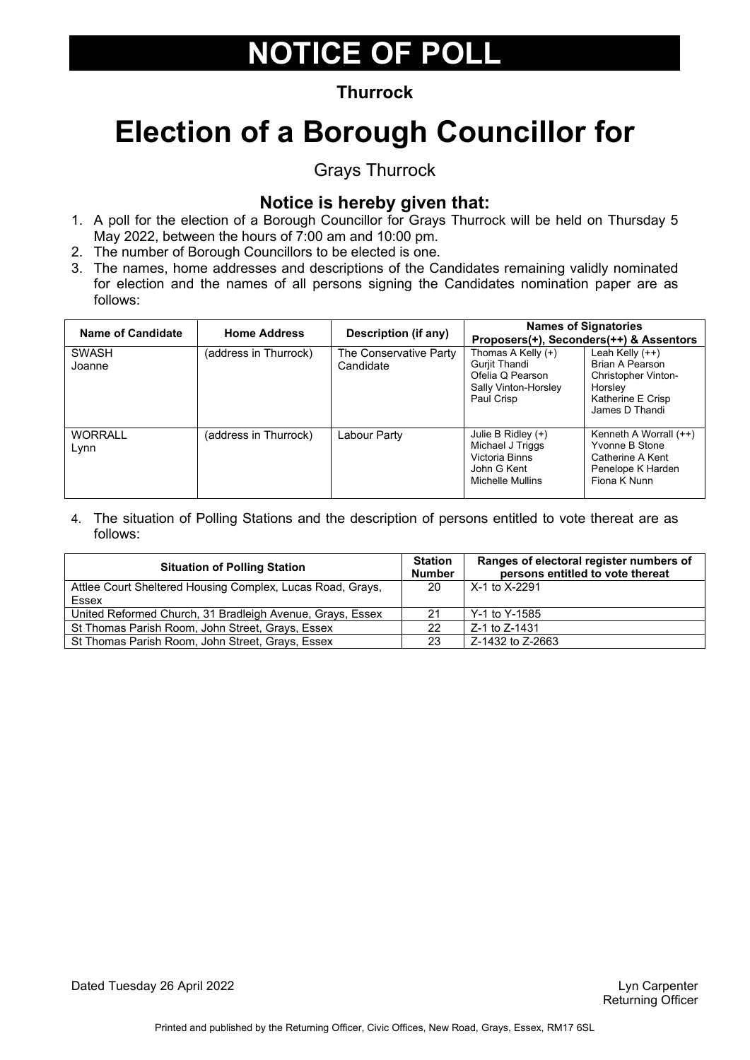# NOTICE OF POLL

**Thurrock**

# Election of a Borough Councillor for

Grays Thurrock

### Notice is hereby given that:

1. A poll for the election of a Borough Councillor for Grays Thurrock will be held on Thursday 5 May 2022, between the hours of 7:00 am and 10:00 pm.
2. The number of Borough Councillors to be elected is one.
3. The names, home addresses and descriptions of the Candidates remaining validly nominated for election and the names of all persons signing the Candidates nomination paper are as follows:

| Name of Candidate | Home Address | Description (if any) | Names of Signatories Proposers(+), Seconders(++) & Assentors | |
|---|---|---|---|---|
| SWASH Joanne | (address in Thurrock) | The Conservative Party Candidate | Thomas A Kelly (+)<br>Gurjit Thandi<br>Ofelia Q Pearson<br>Sally Vinton-Horsley<br>Paul Crisp | Leah Kelly (++)<br>Brian A Pearson<br>Christopher Vinton-Horsley<br>Katherine E Crisp<br>James D Thandi |
| WORRALL Lynn | (address in Thurrock) | Labour Party | Julie B Ridley (+)<br>Michael J Triggs<br>Victoria Binns<br>John G Kent<br>Michelle Mullins | Kenneth A Worrall (++)<br>Yvonne B Stone<br>Catherine A Kent<br>Penelope K Harden<br>Fiona K Nunn |

4. The situation of Polling Stations and the description of persons entitled to vote thereat are as follows:

| Situation of Polling Station | Station Number | Ranges of electoral register numbers of persons entitled to vote thereat |
|---|---|---|
| Attlee Court Sheltered Housing Complex, Lucas Road, Grays, Essex | 20 | X-1 to X-2291 |
| United Reformed Church, 31 Bradleigh Avenue, Grays, Essex | 21 | Y-1 to Y-1585 |
| St Thomas Parish Room, John Street, Grays, Essex | 22 | Z-1 to Z-1431 |
| St Thomas Parish Room, John Street, Grays, Essex | 23 | Z-1432 to Z-2663 |

Dated Tuesday 26 April 2022

Lyn Carpenter
Returning Officer

Printed and published by the Returning Officer, Civic Offices, New Road, Grays, Essex, RM17 6SL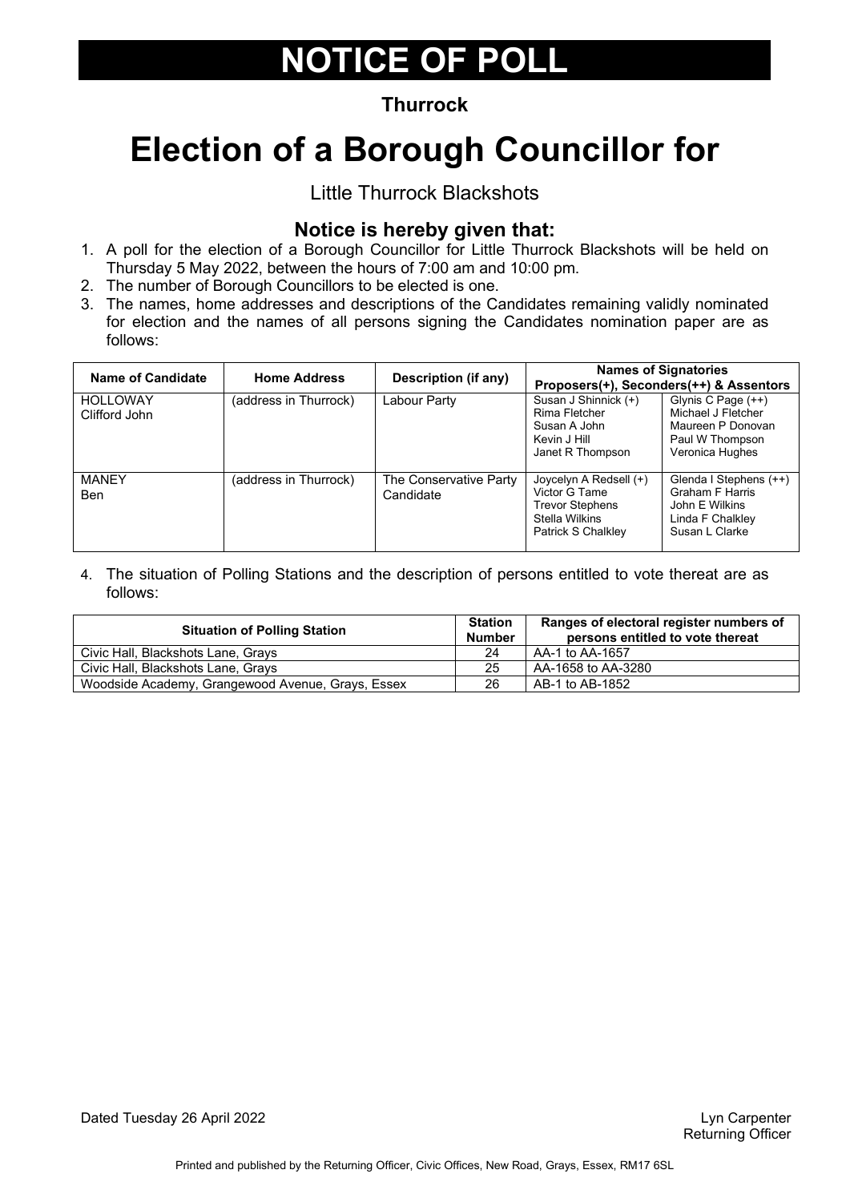# NOTICE OF POLL

**Thurrock**

# Election of a Borough Councillor for

Little Thurrock Blackshots

## Notice is hereby given that:

1. A poll for the election of a Borough Councillor for Little Thurrock Blackshots will be held on Thursday 5 May 2022, between the hours of 7:00 am and 10:00 pm.
2. The number of Borough Councillors to be elected is one.
3. The names, home addresses and descriptions of the Candidates remaining validly nominated for election and the names of all persons signing the Candidates nomination paper are as follows:

| Name of Candidate | Home Address | Description (if any) | Names of Signatories Proposers(+), Seconders(++) & Assentors | |
|---|---|---|---|---|
| HOLLOWAY Clifford John | (address in Thurrock) | Labour Party | Susan J Shinnick (+)<br>Rima Fletcher<br>Susan A John<br>Kevin J Hill<br>Janet R Thompson | Glynis C Page (++)<br>Michael J Fletcher<br>Maureen P Donovan<br>Paul W Thompson<br>Veronica Hughes |
| MANEY Ben | (address in Thurrock) | The Conservative Party Candidate | Joycelyn A Redsell (+)<br>Victor G Tame<br>Trevor Stephens<br>Stella Wilkins<br>Patrick S Chalkley | Glenda I Stephens (++)<br>Graham F Harris<br>John E Wilkins<br>Linda F Chalkley<br>Susan L Clarke |

4. The situation of Polling Stations and the description of persons entitled to vote thereat are as follows:

| Situation of Polling Station | Station Number | Ranges of electoral register numbers of persons entitled to vote thereat |
|---|---|---|
| Civic Hall, Blackshots Lane, Grays | 24 | AA-1 to AA-1657 |
| Civic Hall, Blackshots Lane, Grays | 25 | AA-1658 to AA-3280 |
| Woodside Academy, Grangewood Avenue, Grays, Essex | 26 | AB-1 to AB-1852 |

Dated Tuesday 26 April 2022

Lyn Carpenter
Returning Officer

Printed and published by the Returning Officer, Civic Offices, New Road, Grays, Essex, RM17 6SL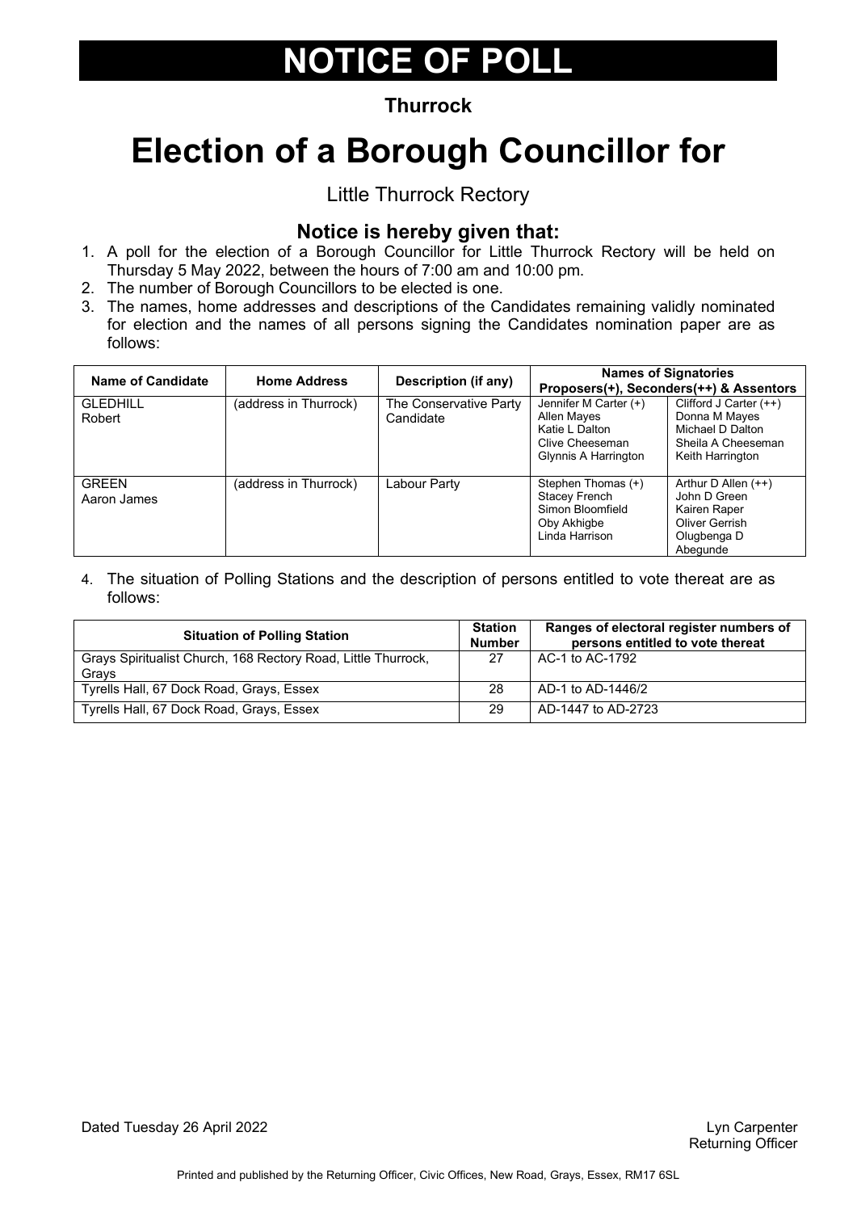# NOTICE OF POLL

**Thurrock**

# Election of a Borough Councillor for

Little Thurrock Rectory

## Notice is hereby given that:

1. A poll for the election of a Borough Councillor for Little Thurrock Rectory will be held on Thursday 5 May 2022, between the hours of 7:00 am and 10:00 pm.
2. The number of Borough Councillors to be elected is one.
3. The names, home addresses and descriptions of the Candidates remaining validly nominated for election and the names of all persons signing the Candidates nomination paper are as follows:

| Name of Candidate | Home Address | Description (if any) | Names of Signatories Proposers(+), Seconders(++) & Assentors | |
|---|---|---|---|---|
| GLEDHILL Robert | (address in Thurrock) | The Conservative Party Candidate | Jennifer M Carter (+) Allen Mayes Katie L Dalton Clive Cheeseman Glynnis A Harrington | Clifford J Carter (++) Donna M Mayes Michael D Dalton Sheila A Cheeseman Keith Harrington |
| GREEN Aaron James | (address in Thurrock) | Labour Party | Stephen Thomas (+) Stacey French Simon Bloomfield Oby Akhigbe Linda Harrison | Arthur D Allen (++) John D Green Kairen Raper Oliver Gerrish Olugbenga D Abegunde |

4. The situation of Polling Stations and the description of persons entitled to vote thereat are as follows:

| Situation of Polling Station | Station Number | Ranges of electoral register numbers of persons entitled to vote thereat |
|---|---|---|
| Grays Spiritualist Church, 168 Rectory Road, Little Thurrock, Grays | 27 | AC-1 to AC-1792 |
| Tyrells Hall, 67 Dock Road, Grays, Essex | 28 | AD-1 to AD-1446/2 |
| Tyrells Hall, 67 Dock Road, Grays, Essex | 29 | AD-1447 to AD-2723 |

Dated Tuesday 26 April 2022

Lyn Carpenter
Returning Officer

Printed and published by the Returning Officer, Civic Offices, New Road, Grays, Essex, RM17 6SL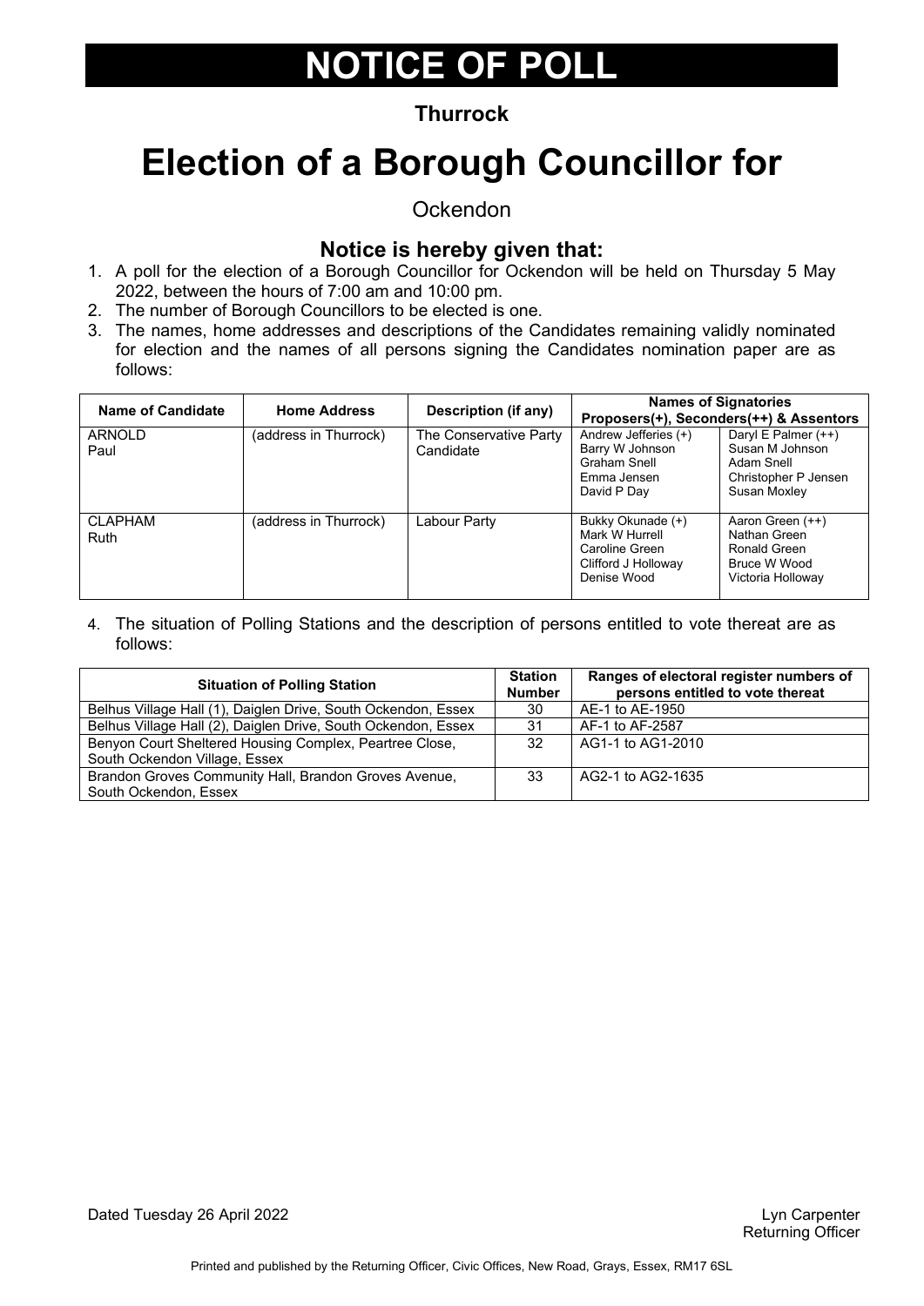# NOTICE OF POLL

**Thurrock**

# Election of a Borough Councillor for

Ockendon

## Notice is hereby given that:

1. A poll for the election of a Borough Councillor for Ockendon will be held on Thursday 5 May 2022, between the hours of 7:00 am and 10:00 pm.
2. The number of Borough Councillors to be elected is one.
3. The names, home addresses and descriptions of the Candidates remaining validly nominated for election and the names of all persons signing the Candidates nomination paper are as follows:

| Name of Candidate | Home Address | Description (if any) | Names of Signatories Proposers(+), Seconders(++) & Assentors | |
|---|---|---|---|---|
| ARNOLD Paul | (address in Thurrock) | The Conservative Party Candidate | Andrew Jefferies (+)<br>Barry W Johnson<br>Graham Snell<br>Emma Jensen<br>David P Day | Daryl E Palmer (++)<br>Susan M Johnson<br>Adam Snell<br>Christopher P Jensen<br>Susan Moxley |
| CLAPHAM Ruth | (address in Thurrock) | Labour Party | Bukky Okunade (+)<br>Mark W Hurrell<br>Caroline Green<br>Clifford J Holloway<br>Denise Wood | Aaron Green (++)<br>Nathan Green<br>Ronald Green<br>Bruce W Wood<br>Victoria Holloway |

4. The situation of Polling Stations and the description of persons entitled to vote thereat are as follows:

| Situation of Polling Station | Station Number | Ranges of electoral register numbers of persons entitled to vote thereat |
|---|---|---|
| Belhus Village Hall (1), Daiglen Drive, South Ockendon, Essex | 30 | AE-1 to AE-1950 |
| Belhus Village Hall (2), Daiglen Drive, South Ockendon, Essex | 31 | AF-1 to AF-2587 |
| Benyon Court Sheltered Housing Complex, Peartree Close, South Ockendon Village, Essex | 32 | AG1-1 to AG1-2010 |
| Brandon Groves Community Hall, Brandon Groves Avenue, South Ockendon, Essex | 33 | AG2-1 to AG2-1635 |

Dated Tuesday 26 April 2022

Lyn Carpenter
Returning Officer

Printed and published by the Returning Officer, Civic Offices, New Road, Grays, Essex, RM17 6SL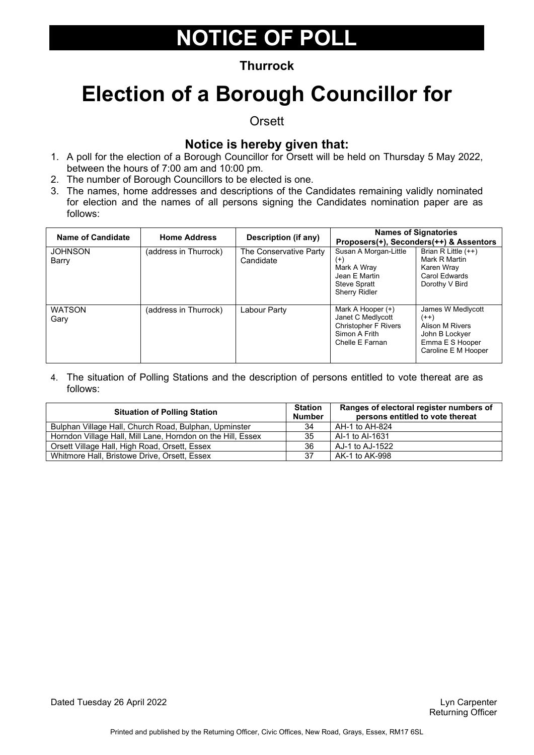# NOTICE OF POLL

**Thurrock**

# Election of a Borough Councillor for

Orsett

### Notice is hereby given that:

1. A poll for the election of a Borough Councillor for Orsett will be held on Thursday 5 May 2022, between the hours of 7:00 am and 10:00 pm.
2. The number of Borough Councillors to be elected is one.
3. The names, home addresses and descriptions of the Candidates remaining validly nominated for election and the names of all persons signing the Candidates nomination paper are as follows:

| Name of Candidate | Home Address | Description (if any) | Names of Signatories Proposers(+), Seconders(++) & Assentors | |
|---|---|---|---|---|
| JOHNSON Barry | (address in Thurrock) | The Conservative Party Candidate | Susan A Morgan-Little (+)<br>Mark A Wray<br>Jean E Martin<br>Steve Spratt<br>Sherry Ridler | Brian R Little (++)<br>Mark R Martin<br>Karen Wray<br>Carol Edwards<br>Dorothy V Bird |
| WATSON Gary | (address in Thurrock) | Labour Party | Mark A Hooper (+)<br>Janet C Medlycott<br>Christopher F Rivers<br>Simon A Frith<br>Chelle E Farnan | James W Medlycott (++)<br>Alison M Rivers<br>John B Lockyer<br>Emma E S Hooper<br>Caroline E M Hooper |

4. The situation of Polling Stations and the description of persons entitled to vote thereat are as follows:

| Situation of Polling Station | Station Number | Ranges of electoral register numbers of persons entitled to vote thereat |
|---|---|---|
| Bulphan Village Hall, Church Road, Bulphan, Upminster | 34 | AH-1 to AH-824 |
| Horndon Village Hall, Mill Lane, Horndon on the Hill, Essex | 35 | AI-1 to AI-1631 |
| Orsett Village Hall, High Road, Orsett, Essex | 36 | AJ-1 to AJ-1522 |
| Whitmore Hall, Bristowe Drive, Orsett, Essex | 37 | AK-1 to AK-998 |

Dated Tuesday 26 April 2022

Lyn Carpenter
Returning Officer

Printed and published by the Returning Officer, Civic Offices, New Road, Grays, Essex, RM17 6SL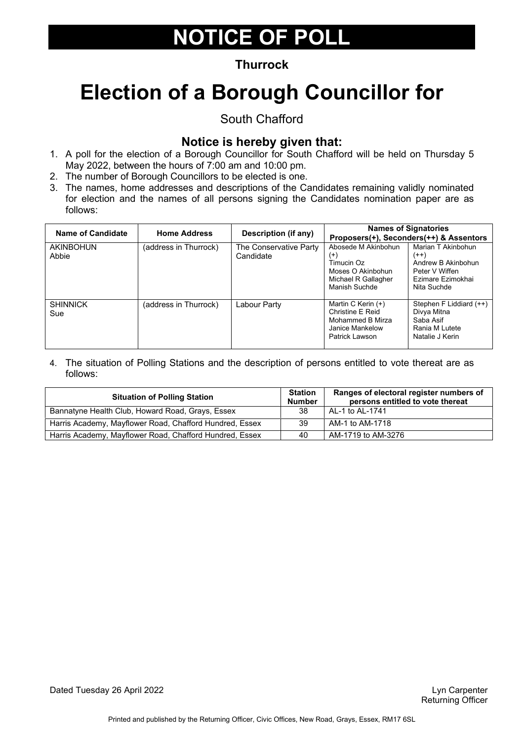# NOTICE OF POLL

**Thurrock**

# Election of a Borough Councillor for

South Chafford

### Notice is hereby given that:

1. A poll for the election of a Borough Councillor for South Chafford will be held on Thursday 5 May 2022, between the hours of 7:00 am and 10:00 pm.
2. The number of Borough Councillors to be elected is one.
3. The names, home addresses and descriptions of the Candidates remaining validly nominated for election and the names of all persons signing the Candidates nomination paper are as follows:

| Name of Candidate | Home Address | Description (if any) | Names of Signatories Proposers(+), Seconders(++) & Assentors | |
|---|---|---|---|---|
| AKINBOHUN Abbie | (address in Thurrock) | The Conservative Party Candidate | Abosede M Akinbohun (+)<br>Timucin Oz<br>Moses O Akinbohun<br>Michael R Gallagher<br>Manish Suchde | Marian T Akinbohun (++)<br>Andrew B Akinbohun<br>Peter V Wiffen<br>Ezimare Ezimokhai<br>Nita Suchde |
| SHINNICK Sue | (address in Thurrock) | Labour Party | Martin C Kerin (+)<br>Christine E Reid<br>Mohammed B Mirza<br>Janice Mankelow<br>Patrick Lawson | Stephen F Liddiard (++)<br>Divya Mitna<br>Saba Asif<br>Rania M Lutete<br>Natalie J Kerin |

4. The situation of Polling Stations and the description of persons entitled to vote thereat are as follows:

| Situation of Polling Station | Station Number | Ranges of electoral register numbers of persons entitled to vote thereat |
|---|---|---|
| Bannatyne Health Club, Howard Road, Grays, Essex | 38 | AL-1 to AL-1741 |
| Harris Academy, Mayflower Road, Chafford Hundred, Essex | 39 | AM-1 to AM-1718 |
| Harris Academy, Mayflower Road, Chafford Hundred, Essex | 40 | AM-1719 to AM-3276 |

Dated Tuesday 26 April 2022

Lyn Carpenter
Returning Officer

Printed and published by the Returning Officer, Civic Offices, New Road, Grays, Essex, RM17 6SL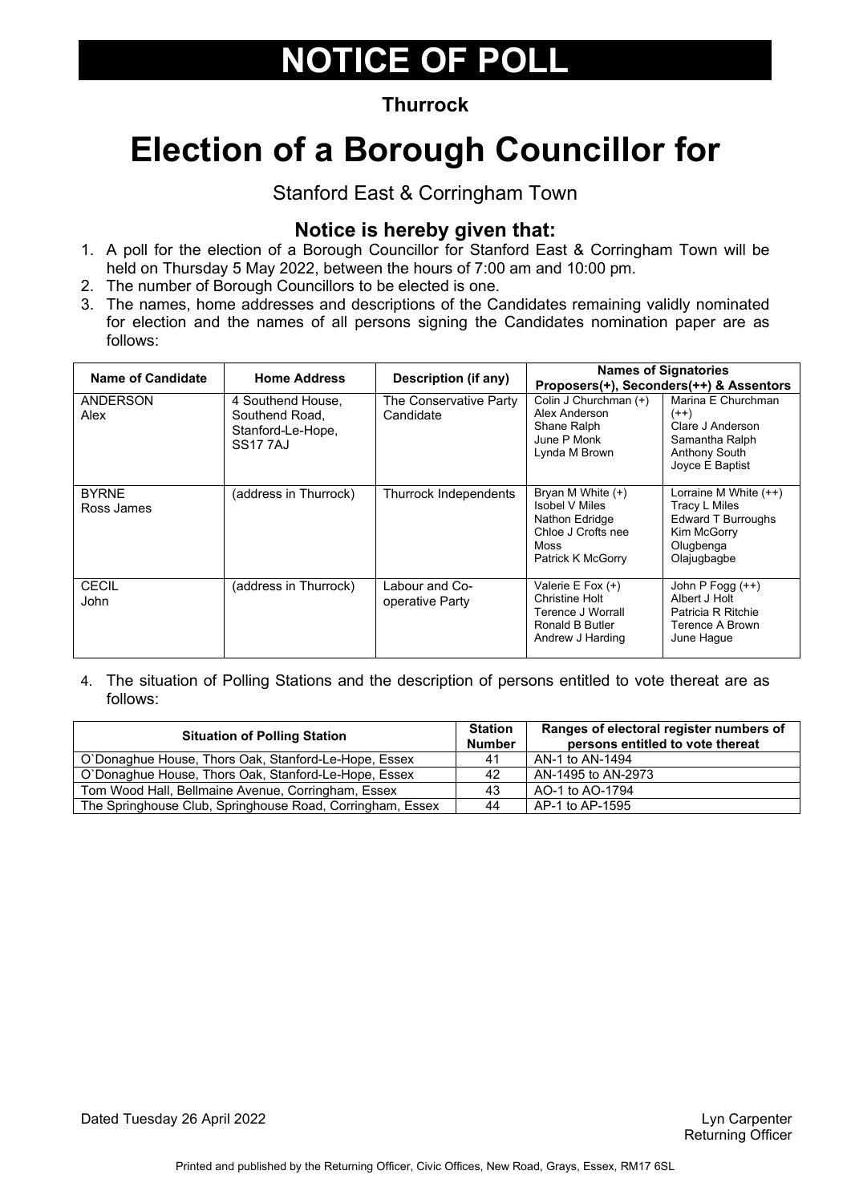# NOTICE OF POLL

**Thurrock**

# Election of a Borough Councillor for

Stanford East & Corringham Town

## Notice is hereby given that:

1. A poll for the election of a Borough Councillor for Stanford East & Corringham Town will be held on Thursday 5 May 2022, between the hours of 7:00 am and 10:00 pm.
2. The number of Borough Councillors to be elected is one.
3. The names, home addresses and descriptions of the Candidates remaining validly nominated for election and the names of all persons signing the Candidates nomination paper are as follows:

| Name of Candidate | Home Address | Description (if any) | Names of Signatories Proposers(+), Seconders(++) & Assentors | |
|---|---|---|---|---|
| ANDERSON Alex | 4 Southend House, Southend Road, Stanford-Le-Hope, SS17 7AJ | The Conservative Party Candidate | Colin J Churchman (+) Alex Anderson Shane Ralph June P Monk Lynda M Brown | Marina E Churchman (++) Clare J Anderson Samantha Ralph Anthony South Joyce E Baptist |
| BYRNE Ross James | (address in Thurrock) | Thurrock Independents | Bryan M White (+) Isobel V Miles Nathon Edridge Chloe J Crofts nee Moss Patrick K McGorry | Lorraine M White (++) Tracy L Miles Edward T Burroughs Kim McGorry Olugbenga Olajugbagbe |
| CECIL John | (address in Thurrock) | Labour and Co-operative Party | Valerie E Fox (+) Christine Holt Terence J Worrall Ronald B Butler Andrew J Harding | John P Fogg (++) Albert J Holt Patricia R Ritchie Terence A Brown June Hague |

4. The situation of Polling Stations and the description of persons entitled to vote thereat are as follows:

| Situation of Polling Station | Station Number | Ranges of electoral register numbers of persons entitled to vote thereat |
|---|---|---|
| O`Donaghue House, Thors Oak, Stanford-Le-Hope, Essex | 41 | AN-1 to AN-1494 |
| O`Donaghue House, Thors Oak, Stanford-Le-Hope, Essex | 42 | AN-1495 to AN-2973 |
| Tom Wood Hall, Bellmaine Avenue, Corringham, Essex | 43 | AO-1 to AO-1794 |
| The Springhouse Club, Springhouse Road, Corringham, Essex | 44 | AP-1 to AP-1595 |

Dated Tuesday 26 April 2022

Lyn Carpenter
Returning Officer

Printed and published by the Returning Officer, Civic Offices, New Road, Grays, Essex, RM17 6SL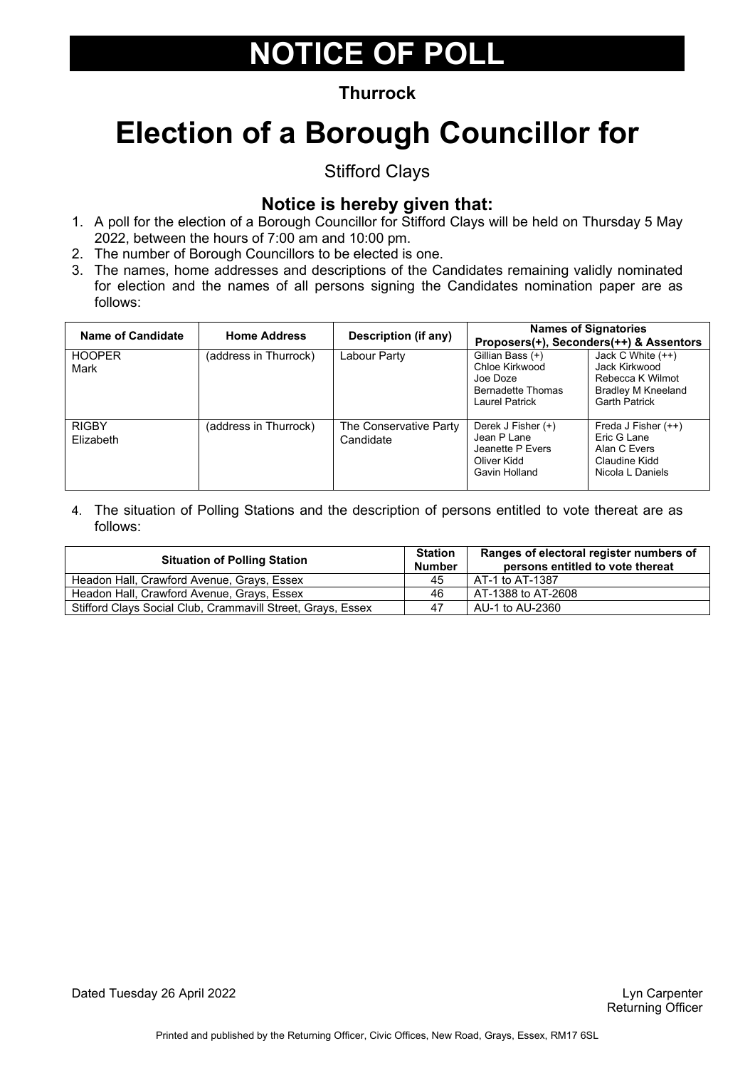# NOTICE OF POLL

**Thurrock**

# Election of a Borough Councillor for

Stifford Clays

## Notice is hereby given that:

1. A poll for the election of a Borough Councillor for Stifford Clays will be held on Thursday 5 May 2022, between the hours of 7:00 am and 10:00 pm.
2. The number of Borough Councillors to be elected is one.
3. The names, home addresses and descriptions of the Candidates remaining validly nominated for election and the names of all persons signing the Candidates nomination paper are as follows:

| Name of Candidate | Home Address | Description (if any) | Names of Signatories Proposers(+), Seconders(++) & Assentors | |
|---|---|---|---|---|
| HOOPER Mark | (address in Thurrock) | Labour Party | Gillian Bass (+)<br>Chloe Kirkwood<br>Joe Doze<br>Bernadette Thomas<br>Laurel Patrick | Jack C White (++)<br>Jack Kirkwood<br>Rebecca K Wilmot<br>Bradley M Kneeland<br>Garth Patrick |
| RIGBY Elizabeth | (address in Thurrock) | The Conservative Party Candidate | Derek J Fisher (+)<br>Jean P Lane<br>Jeanette P Evers<br>Oliver Kidd<br>Gavin Holland | Freda J Fisher (++)<br>Eric G Lane<br>Alan C Evers<br>Claudine Kidd<br>Nicola L Daniels |

4. The situation of Polling Stations and the description of persons entitled to vote thereat are as follows:

| Situation of Polling Station | Station Number | Ranges of electoral register numbers of persons entitled to vote thereat |
|---|---|---|
| Headon Hall, Crawford Avenue, Grays, Essex | 45 | AT-1 to AT-1387 |
| Headon Hall, Crawford Avenue, Grays, Essex | 46 | AT-1388 to AT-2608 |
| Stifford Clays Social Club, Crammavill Street, Grays, Essex | 47 | AU-1 to AU-2360 |

Dated Tuesday 26 April 2022

Lyn Carpenter
Returning Officer

Printed and published by the Returning Officer, Civic Offices, New Road, Grays, Essex, RM17 6SL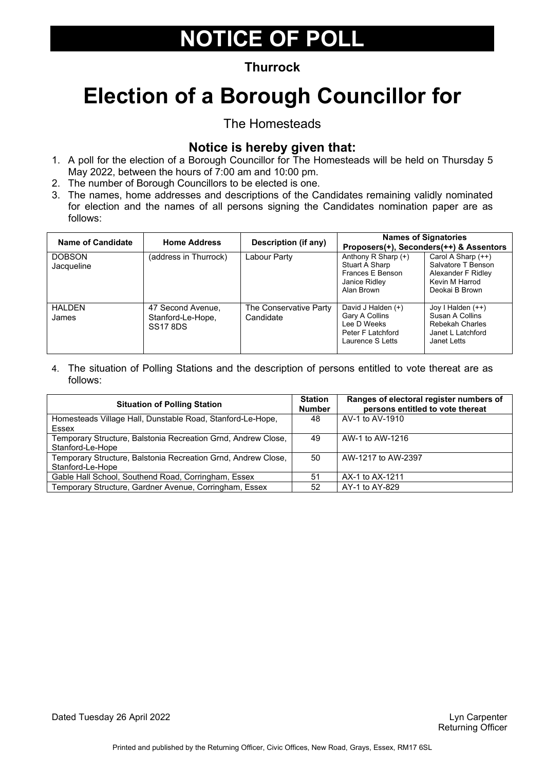# NOTICE OF POLL

**Thurrock**

# Election of a Borough Councillor for

The Homesteads

## Notice is hereby given that:

1. A poll for the election of a Borough Councillor for The Homesteads will be held on Thursday 5 May 2022, between the hours of 7:00 am and 10:00 pm.
2. The number of Borough Councillors to be elected is one.
3. The names, home addresses and descriptions of the Candidates remaining validly nominated for election and the names of all persons signing the Candidates nomination paper are as follows:

| Name of Candidate | Home Address | Description (if any) | Names of Signatories Proposers(+), Seconders(++) & Assentors | |
|---|---|---|---|---|
| DOBSON Jacqueline | (address in Thurrock) | Labour Party | Anthony R Sharp (+)<br>Stuart A Sharp<br>Frances E Benson<br>Janice Ridley<br>Alan Brown | Carol A Sharp (++)<br>Salvatore T Benson<br>Alexander F Ridley<br>Kevin M Harrod<br>Deokai B Brown |
| HALDEN James | 47 Second Avenue, Stanford-Le-Hope, SS17 8DS | The Conservative Party Candidate | David J Halden (+)<br>Gary A Collins<br>Lee D Weeks<br>Peter F Latchford<br>Laurence S Letts | Joy I Halden (++)<br>Susan A Collins<br>Rebekah Charles<br>Janet L Latchford<br>Janet Letts |

4. The situation of Polling Stations and the description of persons entitled to vote thereat are as follows:

| Situation of Polling Station | Station Number | Ranges of electoral register numbers of persons entitled to vote thereat |
|---|---|---|
| Homesteads Village Hall, Dunstable Road, Stanford-Le-Hope, Essex | 48 | AV-1 to AV-1910 |
| Temporary Structure, Balstonia Recreation Grnd, Andrew Close, Stanford-Le-Hope | 49 | AW-1 to AW-1216 |
| Temporary Structure, Balstonia Recreation Grnd, Andrew Close, Stanford-Le-Hope | 50 | AW-1217 to AW-2397 |
| Gable Hall School, Southend Road, Corringham, Essex | 51 | AX-1 to AX-1211 |
| Temporary Structure, Gardner Avenue, Corringham, Essex | 52 | AY-1 to AY-829 |

Dated Tuesday 26 April 2022

Lyn Carpenter
Returning Officer

Printed and published by the Returning Officer, Civic Offices, New Road, Grays, Essex, RM17 6SL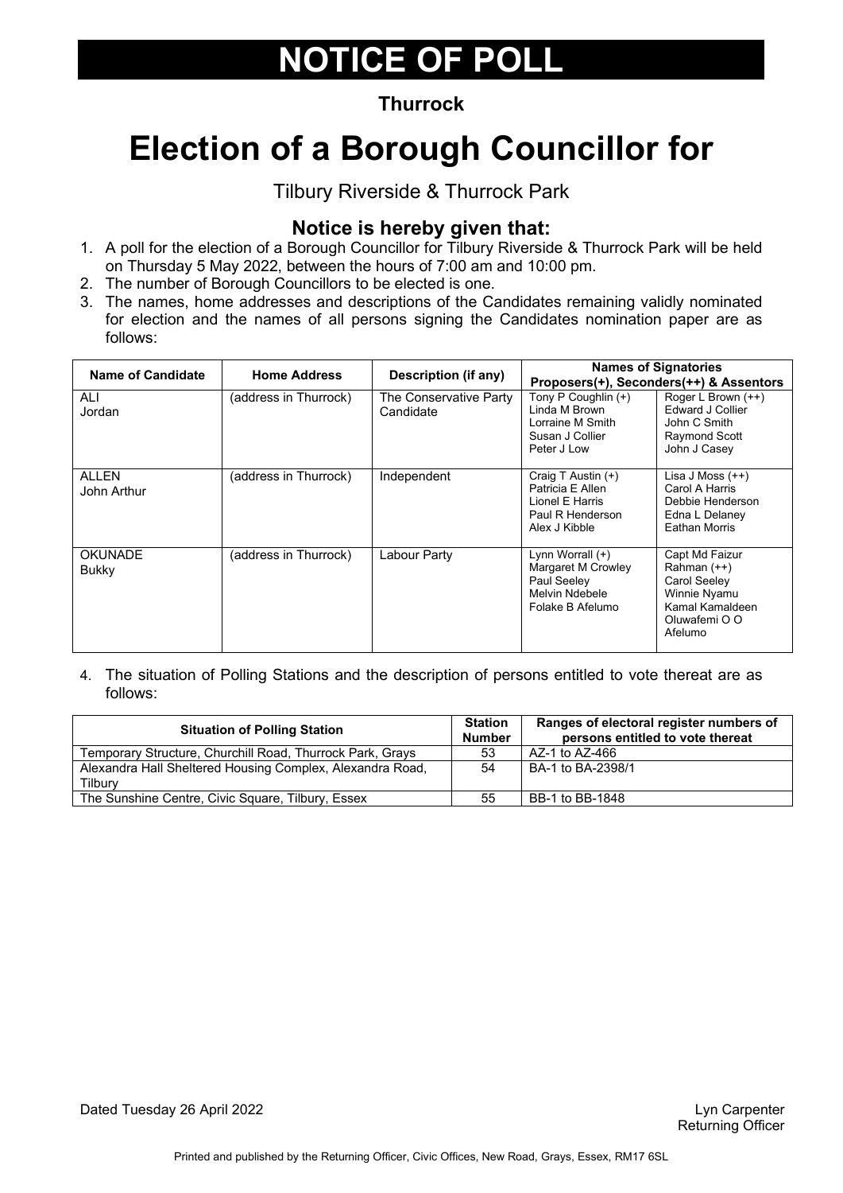# NOTICE OF POLL

**Thurrock**

# Election of a Borough Councillor for

Tilbury Riverside & Thurrock Park

## Notice is hereby given that:

1. A poll for the election of a Borough Councillor for Tilbury Riverside & Thurrock Park will be held on Thursday 5 May 2022, between the hours of 7:00 am and 10:00 pm.
2. The number of Borough Councillors to be elected is one.
3. The names, home addresses and descriptions of the Candidates remaining validly nominated for election and the names of all persons signing the Candidates nomination paper are as follows:

| Name of Candidate | Home Address | Description (if any) | Names of Signatories Proposers(+), Seconders(++) & Assentors | |
|---|---|---|---|---|
| ALI Jordan | (address in Thurrock) | The Conservative Party Candidate | Tony P Coughlin (+)<br>Linda M Brown<br>Lorraine M Smith<br>Susan J Collier<br>Peter J Low | Roger L Brown (++)<br>Edward J Collier<br>John C Smith<br>Raymond Scott<br>John J Casey |
| ALLEN John Arthur | (address in Thurrock) | Independent | Craig T Austin (+)<br>Patricia E Allen<br>Lionel E Harris<br>Paul R Henderson<br>Alex J Kibble | Lisa J Moss (++)<br>Carol A Harris<br>Debbie Henderson<br>Edna L Delaney<br>Eathan Morris |
| OKUNADE Bukky | (address in Thurrock) | Labour Party | Lynn Worrall (+)<br>Margaret M Crowley<br>Paul Seeley<br>Melvin Ndebele<br>Folake B Afelumo | Capt Md Faizur Rahman (++)<br>Carol Seeley<br>Winnie Nyamu<br>Kamal Kamaldeen<br>Oluwafemi O O Afelumo |

4. The situation of Polling Stations and the description of persons entitled to vote thereat are as follows:

| Situation of Polling Station | Station Number | Ranges of electoral register numbers of persons entitled to vote thereat |
|---|---|---|
| Temporary Structure, Churchill Road, Thurrock Park, Grays | 53 | AZ-1 to AZ-466 |
| Alexandra Hall Sheltered Housing Complex, Alexandra Road, Tilbury | 54 | BA-1 to BA-2398/1 |
| The Sunshine Centre, Civic Square, Tilbury, Essex | 55 | BB-1 to BB-1848 |

Dated Tuesday 26 April 2022

Lyn Carpenter
Returning Officer

Printed and published by the Returning Officer, Civic Offices, New Road, Grays, Essex, RM17 6SL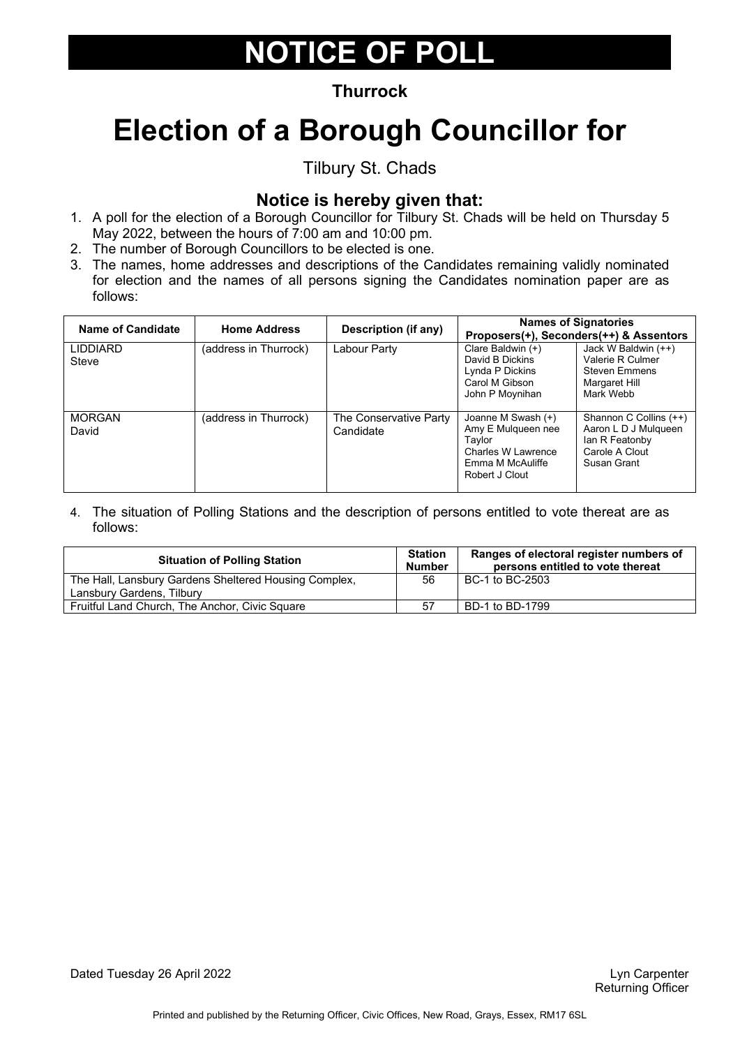# NOTICE OF POLL

**Thurrock**

# Election of a Borough Councillor for

Tilbury St. Chads

### Notice is hereby given that:

1. A poll for the election of a Borough Councillor for Tilbury St. Chads will be held on Thursday 5 May 2022, between the hours of 7:00 am and 10:00 pm.
2. The number of Borough Councillors to be elected is one.
3. The names, home addresses and descriptions of the Candidates remaining validly nominated for election and the names of all persons signing the Candidates nomination paper are as follows:

| Name of Candidate | Home Address | Description (if any) | Names of Signatories Proposers(+), Seconders(++) & Assentors | |
|---|---|---|---|---|
| LIDDIARD Steve | (address in Thurrock) | Labour Party | Clare Baldwin (+)<br>David B Dickins<br>Lynda P Dickins<br>Carol M Gibson<br>John P Moynihan | Jack W Baldwin (++)<br>Valerie R Culmer<br>Steven Emmens<br>Margaret Hill<br>Mark Webb |
| MORGAN David | (address in Thurrock) | The Conservative Party Candidate | Joanne M Swash (+)<br>Amy E Mulqueen nee Taylor<br>Charles W Lawrence<br>Emma M McAuliffe<br>Robert J Clout | Shannon C Collins (++)<br>Aaron L D J Mulqueen<br>Ian R Featonby<br>Carole A Clout<br>Susan Grant |

4. The situation of Polling Stations and the description of persons entitled to vote thereat are as follows:

| Situation of Polling Station | Station Number | Ranges of electoral register numbers of persons entitled to vote thereat |
|---|---|---|
| The Hall, Lansbury Gardens Sheltered Housing Complex, Lansbury Gardens, Tilbury | 56 | BC-1 to BC-2503 |
| Fruitful Land Church, The Anchor, Civic Square | 57 | BD-1 to BD-1799 |

Dated Tuesday 26 April 2022

Lyn Carpenter
Returning Officer

Printed and published by the Returning Officer, Civic Offices, New Road, Grays, Essex, RM17 6SL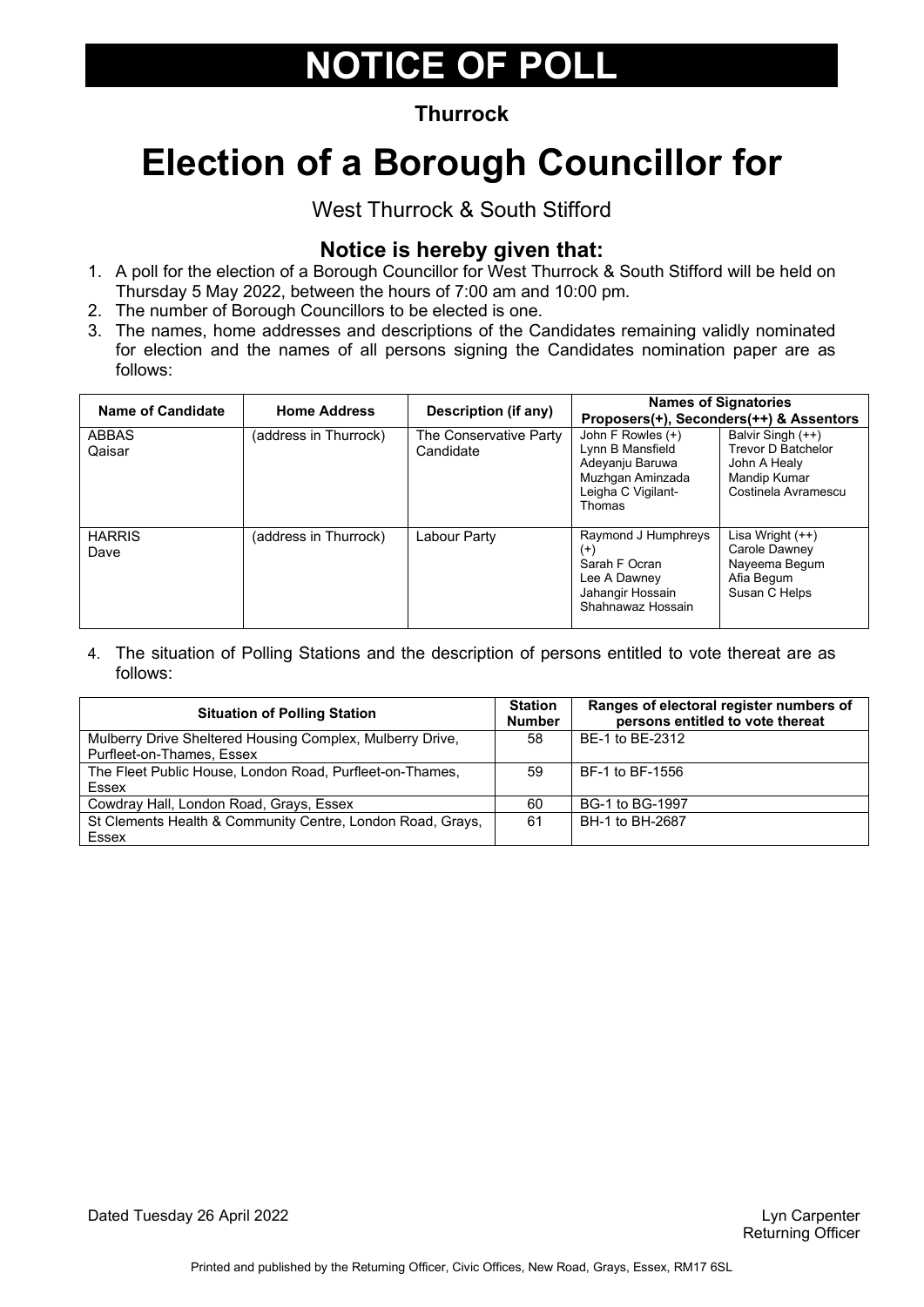# NOTICE OF POLL

**Thurrock**

# Election of a Borough Councillor for

West Thurrock & South Stifford

## Notice is hereby given that:

1. A poll for the election of a Borough Councillor for West Thurrock & South Stifford will be held on Thursday 5 May 2022, between the hours of 7:00 am and 10:00 pm.
2. The number of Borough Councillors to be elected is one.
3. The names, home addresses and descriptions of the Candidates remaining validly nominated for election and the names of all persons signing the Candidates nomination paper are as follows:

| Name of Candidate | Home Address | Description (if any) | Names of Signatories Proposers(+), Seconders(++) & Assentors | |
|---|---|---|---|---|
| ABBAS Qaisar | (address in Thurrock) | The Conservative Party Candidate | John F Rowles (+)<br>Lynn B Mansfield<br>Adeyanju Baruwa<br>Muzhgan Aminzada<br>Leigha C Vigilant-Thomas | Balvir Singh (++)<br>Trevor D Batchelor<br>John A Healy<br>Mandip Kumar<br>Costinela Avramescu |
| HARRIS Dave | (address in Thurrock) | Labour Party | Raymond J Humphreys (+)<br>Sarah F Ocran<br>Lee A Dawney<br>Jahangir Hossain<br>Shahnawaz Hossain | Lisa Wright (++)<br>Carole Dawney<br>Nayeema Begum<br>Afia Begum<br>Susan C Helps |

4. The situation of Polling Stations and the description of persons entitled to vote thereat are as follows:

| Situation of Polling Station | Station Number | Ranges of electoral register numbers of persons entitled to vote thereat |
|---|---|---|
| Mulberry Drive Sheltered Housing Complex, Mulberry Drive, Purfleet-on-Thames, Essex | 58 | BE-1 to BE-2312 |
| The Fleet Public House, London Road, Purfleet-on-Thames, Essex | 59 | BF-1 to BF-1556 |
| Cowdray Hall, London Road, Grays, Essex | 60 | BG-1 to BG-1997 |
| St Clements Health & Community Centre, London Road, Grays, Essex | 61 | BH-1 to BH-2687 |

Dated Tuesday 26 April 2022

Lyn Carpenter
Returning Officer

Printed and published by the Returning Officer, Civic Offices, New Road, Grays, Essex, RM17 6SL